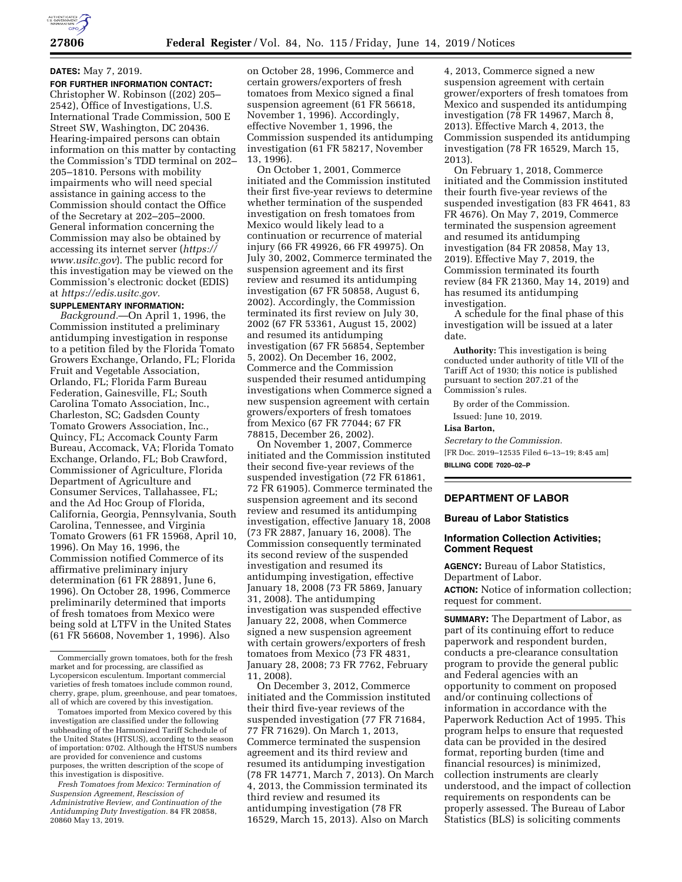**DATES:** May 7, 2019.

**FOR FURTHER INFORMATION CONTACT:** Christopher W. Robinson ((202) 205–2542), Office of Investigations, U.S. International Trade Commission, 500 E Street SW, Washington, DC 20436. Hearing-impaired persons can obtain information on this matter by contacting the Commission's TDD terminal on 202–205–1810. Persons with mobility impairments who will need special assistance in gaining access to the Commission should contact the Office of the Secretary at 202–205–2000. General information concerning the Commission may also be obtained by accessing its internet server (*https://www.usitc.gov*). The public record for this investigation may be viewed on the Commission's electronic docket (EDIS) at *https://edis.usitc.gov.*

**SUPPLEMENTARY INFORMATION:**

*Background.*—On April 1, 1996, the Commission instituted a preliminary antidumping investigation in response to a petition filed by the Florida Tomato Growers Exchange, Orlando, FL; Florida Fruit and Vegetable Association, Orlando, FL; Florida Farm Bureau Federation, Gainesville, FL; South Carolina Tomato Association, Inc., Charleston, SC; Gadsden County Tomato Growers Association, Inc., Quincy, FL; Accomack County Farm Bureau, Accomack, VA; Florida Tomato Exchange, Orlando, FL; Bob Crawford, Commissioner of Agriculture, Florida Department of Agriculture and Consumer Services, Tallahassee, FL; and the Ad Hoc Group of Florida, California, Georgia, Pennsylvania, South Carolina, Tennessee, and Virginia Tomato Growers (61 FR 15968, April 10, 1996). On May 16, 1996, the Commission notified Commerce of its affirmative preliminary injury determination (61 FR 28891, June 6, 1996). On October 28, 1996, Commerce preliminarily determined that imports of fresh tomatoes from Mexico were being sold at LTFV in the United States (61 FR 56608, November 1, 1996). Also on October 28, 1996, Commerce and certain growers/exporters of fresh tomatoes from Mexico signed a final suspension agreement (61 FR 56618, November 1, 1996). Accordingly, effective November 1, 1996, the Commission suspended its antidumping investigation (61 FR 58217, November 13, 1996).

On October 1, 2001, Commerce initiated and the Commission instituted their first five-year reviews to determine whether termination of the suspended investigation on fresh tomatoes from Mexico would likely lead to a continuation or recurrence of material injury (66 FR 49926, 66 FR 49975). On July 30, 2002, Commerce terminated the suspension agreement and its first review and resumed its antidumping investigation (67 FR 50858, August 6, 2002). Accordingly, the Commission terminated its first review on July 30, 2002 (67 FR 53361, August 15, 2002) and resumed its antidumping investigation (67 FR 56854, September 5, 2002). On December 16, 2002, Commerce and the Commission suspended their resumed antidumping investigations when Commerce signed a new suspension agreement with certain growers/exporters of fresh tomatoes from Mexico (67 FR 77044; 67 FR 78815, December 26, 2002).

On November 1, 2007, Commerce initiated and the Commission instituted their second five-year reviews of the suspended investigation (72 FR 61861, 72 FR 61905). Commerce terminated the suspension agreement and its second review and resumed its antidumping investigation, effective January 18, 2008 (73 FR 2887, January 16, 2008). The Commission consequently terminated its second review of the suspended investigation and resumed its antidumping investigation, effective January 18, 2008 (73 FR 5869, January 31, 2008). The antidumping investigation was suspended effective January 22, 2008, when Commerce signed a new suspension agreement with certain growers/exporters of fresh tomatoes from Mexico (73 FR 4831, January 28, 2008; 73 FR 7762, February 11, 2008).

On December 3, 2012, Commerce initiated and the Commission instituted their third five-year reviews of the suspended investigation (77 FR 71684, 77 FR 71629). On March 1, 2013, Commerce terminated the suspension agreement and its third review and resumed its antidumping investigation (78 FR 14771, March 7, 2013). On March 4, 2013, the Commission terminated its third review and resumed its antidumping investigation (78 FR 16529, March 15, 2013). Also on March 4, 2013, Commerce signed a new suspension agreement with certain grower/exporters of fresh tomatoes from Mexico and suspended its antidumping investigation (78 FR 14967, March 8, 2013). Effective March 4, 2013, the Commission suspended its antidumping investigation (78 FR 16529, March 15, 2013).

On February 1, 2018, Commerce initiated and the Commission instituted their fourth five-year reviews of the suspended investigation (83 FR 4641, 83 FR 4676). On May 7, 2019, Commerce terminated the suspension agreement and resumed its antidumping investigation (84 FR 20858, May 13, 2019). Effective May 7, 2019, the Commission terminated its fourth review (84 FR 21360, May 14, 2019) and has resumed its antidumping investigation.

A schedule for the final phase of this investigation will be issued at a later date.

**Authority:** This investigation is being conducted under authority of title VII of the Tariff Act of 1930; this notice is published pursuant to section 207.21 of the Commission's rules.

By order of the Commission.

Issued: June 10, 2019.

**Lisa Barton,**

*Secretary to the Commission.*

[FR Doc. 2019–12535 Filed 6–13–19; 8:45 am]

**BILLING CODE 7020–02–P**

---

Commercially grown tomatoes, both for the fresh market and for processing, are classified as Lycopersicon esculentum. Important commercial varieties of fresh tomatoes include common round, cherry, grape, plum, greenhouse, and pear tomatoes, all of which are covered by this investigation.

Tomatoes imported from Mexico covered by this investigation are classified under the following subheading of the Harmonized Tariff Schedule of the United States (HTSUS), according to the season of importation: 0702. Although the HTSUS numbers are provided for convenience and customs purposes, the written description of the scope of this investigation is dispositive.

*Fresh Tomatoes from Mexico: Termination of Suspension Agreement, Rescission of Administrative Review, and Continuation of the Antidumping Duty Investigation.* 84 FR 20858, 20860 May 13, 2019.

---

## DEPARTMENT OF LABOR

### Bureau of Labor Statistics

### Information Collection Activities; Comment Request

**AGENCY:** Bureau of Labor Statistics, Department of Labor.

**ACTION:** Notice of information collection; request for comment.

**SUMMARY:** The Department of Labor, as part of its continuing effort to reduce paperwork and respondent burden, conducts a pre-clearance consultation program to provide the general public and Federal agencies with an opportunity to comment on proposed and/or continuing collections of information in accordance with the Paperwork Reduction Act of 1995. This program helps to ensure that requested data can be provided in the desired format, reporting burden (time and financial resources) is minimized, collection instruments are clearly understood, and the impact of collection requirements on respondents can be properly assessed. The Bureau of Labor Statistics (BLS) is soliciting comments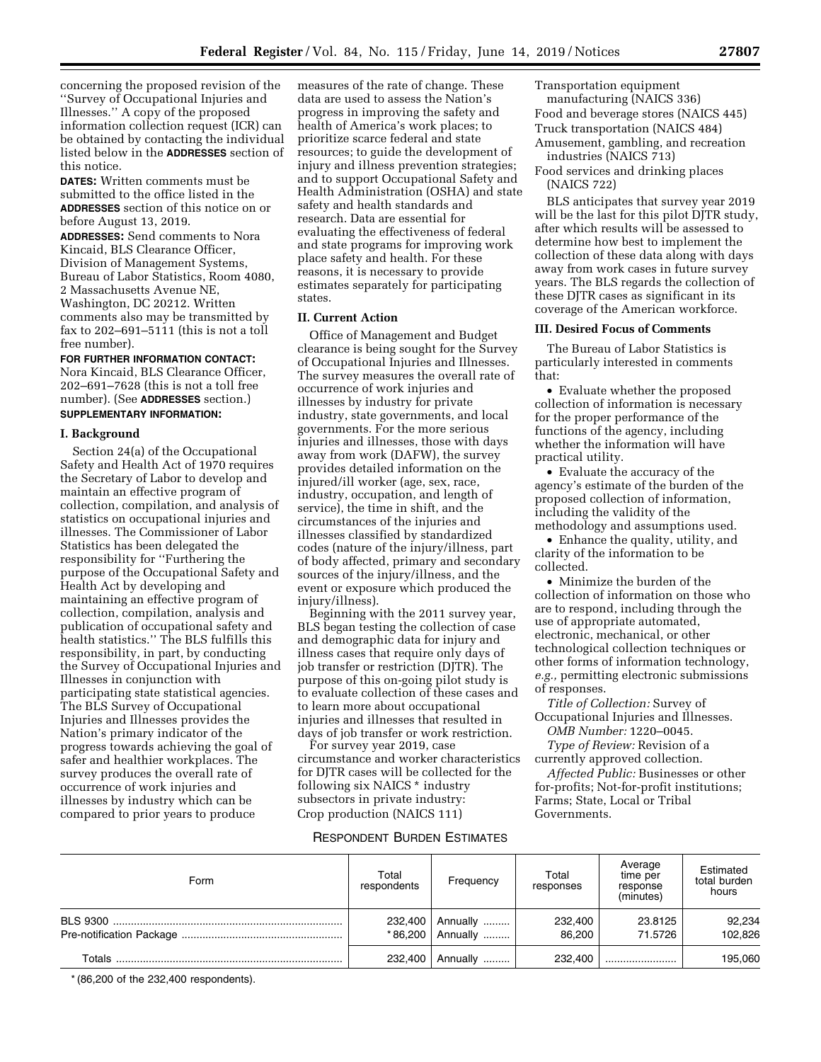concerning the proposed revision of the "Survey of Occupational Injuries and Illnesses." A copy of the proposed information collection request (ICR) can be obtained by contacting the individual listed below in the **ADDRESSES** section of this notice.

**DATES:** Written comments must be submitted to the office listed in the **ADDRESSES** section of this notice on or before August 13, 2019.

**ADDRESSES:** Send comments to Nora Kincaid, BLS Clearance Officer, Division of Management Systems, Bureau of Labor Statistics, Room 4080, 2 Massachusetts Avenue NE, Washington, DC 20212. Written comments also may be transmitted by fax to 202–691–5111 (this is not a toll free number).

**FOR FURTHER INFORMATION CONTACT:** Nora Kincaid, BLS Clearance Officer, 202–691–7628 (this is not a toll free number). (See **ADDRESSES** section.)

**SUPPLEMENTARY INFORMATION:**

## I. Background

Section 24(a) of the Occupational Safety and Health Act of 1970 requires the Secretary of Labor to develop and maintain an effective program of collection, compilation, and analysis of statistics on occupational injuries and illnesses. The Commissioner of Labor Statistics has been delegated the responsibility for "Furthering the purpose of the Occupational Safety and Health Act by developing and maintaining an effective program of collection, compilation, analysis and publication of occupational safety and health statistics." The BLS fulfills this responsibility, in part, by conducting the Survey of Occupational Injuries and Illnesses in conjunction with participating state statistical agencies. The BLS Survey of Occupational Injuries and Illnesses provides the Nation's primary indicator of the progress towards achieving the goal of safer and healthier workplaces. The survey produces the overall rate of occurrence of work injuries and illnesses by industry which can be compared to prior years to produce measures of the rate of change. These data are used to assess the Nation's progress in improving the safety and health of America's work places; to prioritize scarce federal and state resources; to guide the development of injury and illness prevention strategies; and to support Occupational Safety and Health Administration (OSHA) and state safety and health standards and research. Data are essential for evaluating the effectiveness of federal and state programs for improving work place safety and health. For these reasons, it is necessary to provide estimates separately for participating states.

## II. Current Action

Office of Management and Budget clearance is being sought for the Survey of Occupational Injuries and Illnesses. The survey measures the overall rate of occurrence of work injuries and illnesses by industry for private industry, state governments, and local governments. For the more serious injuries and illnesses, those with days away from work (DAFW), the survey provides detailed information on the injured/ill worker (age, sex, race, industry, occupation, and length of service), the time in shift, and the circumstances of the injuries and illnesses classified by standardized codes (nature of the injury/illness, part of body affected, primary and secondary sources of the injury/illness, and the event or exposure which produced the injury/illness).

Beginning with the 2011 survey year, BLS began testing the collection of case and demographic data for injury and illness cases that require only days of job transfer or restriction (DJTR). The purpose of this on-going pilot study is to evaluate collection of these cases and to learn more about occupational injuries and illnesses that resulted in days of job transfer or work restriction.

For survey year 2019, case circumstance and worker characteristics for DJTR cases will be collected for the following six NAICS * industry subsectors in private industry:

Crop production (NAICS 111)
Transportation equipment manufacturing (NAICS 336)
Food and beverage stores (NAICS 445)
Truck transportation (NAICS 484)
Amusement, gambling, and recreation industries (NAICS 713)
Food services and drinking places (NAICS 722)

BLS anticipates that survey year 2019 will be the last for this pilot DJTR study, after which results will be assessed to determine how best to implement the collection of these data along with days away from work cases in future survey years. The BLS regards the collection of these DJTR cases as significant in its coverage of the American workforce.

## III. Desired Focus of Comments

The Bureau of Labor Statistics is particularly interested in comments that:

- Evaluate whether the proposed collection of information is necessary for the proper performance of the functions of the agency, including whether the information will have practical utility.
- Evaluate the accuracy of the agency's estimate of the burden of the proposed collection of information, including the validity of the methodology and assumptions used.
- Enhance the quality, utility, and clarity of the information to be collected.
- Minimize the burden of the collection of information on those who are to respond, including through the use of appropriate automated, electronic, mechanical, or other technological collection techniques or other forms of information technology, *e.g.,* permitting electronic submissions of responses.

*Title of Collection:* Survey of Occupational Injuries and Illnesses.

*OMB Number:* 1220–0045.

*Type of Review:* Revision of a currently approved collection.

*Affected Public:* Businesses or other for-profits; Not-for-profit institutions; Farms; State, Local or Tribal Governments.

RESPONDENT BURDEN ESTIMATES

| Form | Total respondents | Frequency | Total responses | Average time per response (minutes) | Estimated total burden hours |
|---|---|---|---|---|---|
| BLS 9300 | 232,400 | Annually | 232,400 | 23.8125 | 92,234 |
| Pre-notification Package | *86,200 | Annually | 86,200 | 71.5726 | 102,826 |
| Totals | 232,400 | Annually | 232,400 | | 195,060 |

* (86,200 of the 232,400 respondents).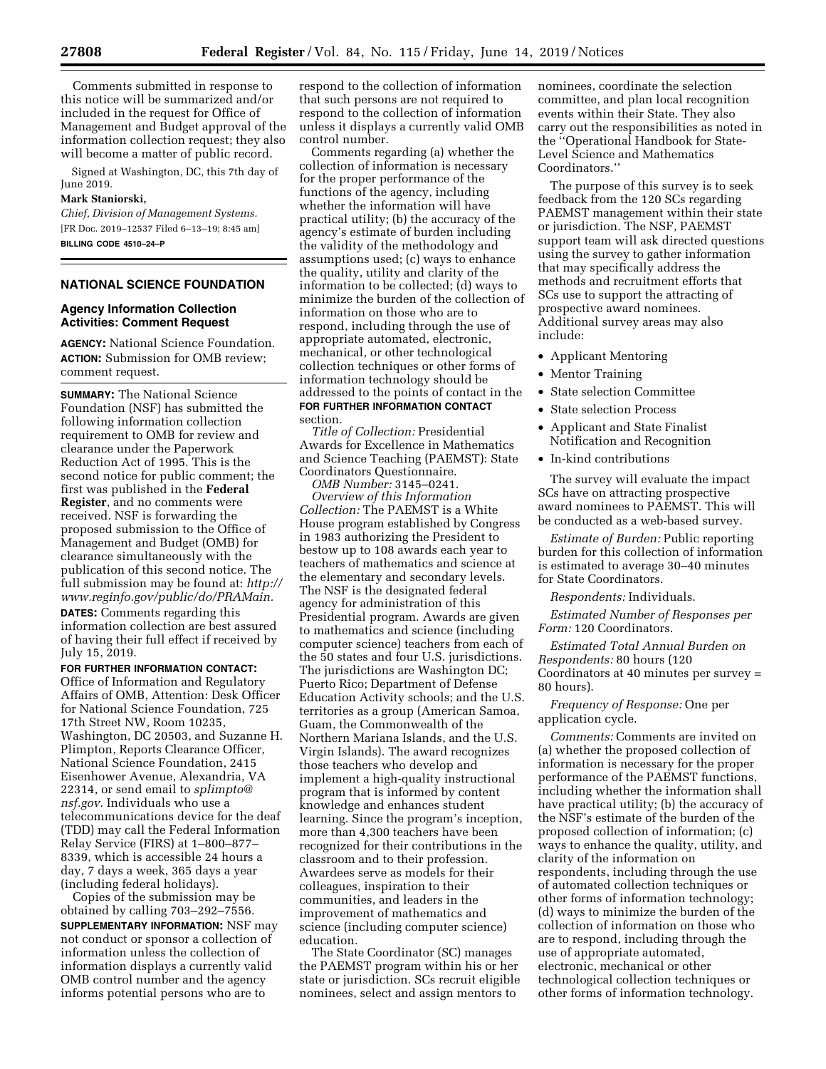Comments submitted in response to this notice will be summarized and/or included in the request for Office of Management and Budget approval of the information collection request; they also will become a matter of public record.

Signed at Washington, DC, this 7th day of June 2019.

**Mark Staniorski,**

*Chief, Division of Management Systems.*

[FR Doc. 2019–12537 Filed 6–13–19; 8:45 am]

**BILLING CODE 4510–24–P**

## NATIONAL SCIENCE FOUNDATION

### Agency Information Collection Activities: Comment Request

**AGENCY:** National Science Foundation.

**ACTION:** Submission for OMB review; comment request.

**SUMMARY:** The National Science Foundation (NSF) has submitted the following information collection requirement to OMB for review and clearance under the Paperwork Reduction Act of 1995. This is the second notice for public comment; the first was published in the **Federal Register**, and no comments were received. NSF is forwarding the proposed submission to the Office of Management and Budget (OMB) for clearance simultaneously with the publication of this second notice. The full submission may be found at: *http://www.reginfo.gov/public/do/PRAMain.*

**DATES:** Comments regarding this information collection are best assured of having their full effect if received by July 15, 2019.

**FOR FURTHER INFORMATION CONTACT:** Office of Information and Regulatory Affairs of OMB, Attention: Desk Officer for National Science Foundation, 725 17th Street NW, Room 10235, Washington, DC 20503, and Suzanne H. Plimpton, Reports Clearance Officer, National Science Foundation, 2415 Eisenhower Avenue, Alexandria, VA 22314, or send email to *splimpto@nsf.gov.* Individuals who use a telecommunications device for the deaf (TDD) may call the Federal Information Relay Service (FIRS) at 1–800–877–8339, which is accessible 24 hours a day, 7 days a week, 365 days a year (including federal holidays).

Copies of the submission may be obtained by calling 703–292–7556.

**SUPPLEMENTARY INFORMATION:** NSF may not conduct or sponsor a collection of information unless the collection of information displays a currently valid OMB control number and the agency informs potential persons who are to respond to the collection of information that such persons are not required to respond to the collection of information unless it displays a currently valid OMB control number.

Comments regarding (a) whether the collection of information is necessary for the proper performance of the functions of the agency, including whether the information will have practical utility; (b) the accuracy of the agency's estimate of burden including the validity of the methodology and assumptions used; (c) ways to enhance the quality, utility and clarity of the information to be collected; (d) ways to minimize the burden of the collection of information on those who are to respond, including through the use of appropriate automated, electronic, mechanical, or other technological collection techniques or other forms of information technology should be addressed to the points of contact in the **FOR FURTHER INFORMATION CONTACT** section.

*Title of Collection:* Presidential Awards for Excellence in Mathematics and Science Teaching (PAEMST): State Coordinators Questionnaire.

*OMB Number:* 3145–0241.

*Overview of this Information Collection:* The PAEMST is a White House program established by Congress in 1983 authorizing the President to bestow up to 108 awards each year to teachers of mathematics and science at the elementary and secondary levels. The NSF is the designated federal agency for administration of this Presidential program. Awards are given to mathematics and science (including computer science) teachers from each of the 50 states and four U.S. jurisdictions. The jurisdictions are Washington DC; Puerto Rico; Department of Defense Education Activity schools; and the U.S. territories as a group (American Samoa, Guam, the Commonwealth of the Northern Mariana Islands, and the U.S. Virgin Islands). The award recognizes those teachers who develop and implement a high-quality instructional program that is informed by content knowledge and enhances student learning. Since the program's inception, more than 4,300 teachers have been recognized for their contributions in the classroom and to their profession. Awardees serve as models for their colleagues, inspiration to their communities, and leaders in the improvement of mathematics and science (including computer science) education.

The State Coordinator (SC) manages the PAEMST program within his or her state or jurisdiction. SCs recruit eligible nominees, select and assign mentors to nominees, coordinate the selection committee, and plan local recognition events within their State. They also carry out the responsibilities as noted in the "Operational Handbook for State-Level Science and Mathematics Coordinators."

The purpose of this survey is to seek feedback from the 120 SCs regarding PAEMST management within their state or jurisdiction. The NSF, PAEMST support team will ask directed questions using the survey to gather information that may specifically address the methods and recruitment efforts that SCs use to support the attracting of prospective award nominees. Additional survey areas may also include:

- Applicant Mentoring
- Mentor Training
- State selection Committee
- State selection Process
- Applicant and State Finalist Notification and Recognition
- In-kind contributions

The survey will evaluate the impact SCs have on attracting prospective award nominees to PAEMST. This will be conducted as a web-based survey.

*Estimate of Burden:* Public reporting burden for this collection of information is estimated to average 30–40 minutes for State Coordinators.

*Respondents:* Individuals.

*Estimated Number of Responses per Form:* 120 Coordinators.

*Estimated Total Annual Burden on Respondents:* 80 hours (120 Coordinators at 40 minutes per survey = 80 hours).

*Frequency of Response:* One per application cycle.

*Comments:* Comments are invited on (a) whether the proposed collection of information is necessary for the proper performance of the PAEMST functions, including whether the information shall have practical utility; (b) the accuracy of the NSF's estimate of the burden of the proposed collection of information; (c) ways to enhance the quality, utility, and clarity of the information on respondents, including through the use of automated collection techniques or other forms of information technology; (d) ways to minimize the burden of the collection of information on those who are to respond, including through the use of appropriate automated, electronic, mechanical or other technological collection techniques or other forms of information technology.